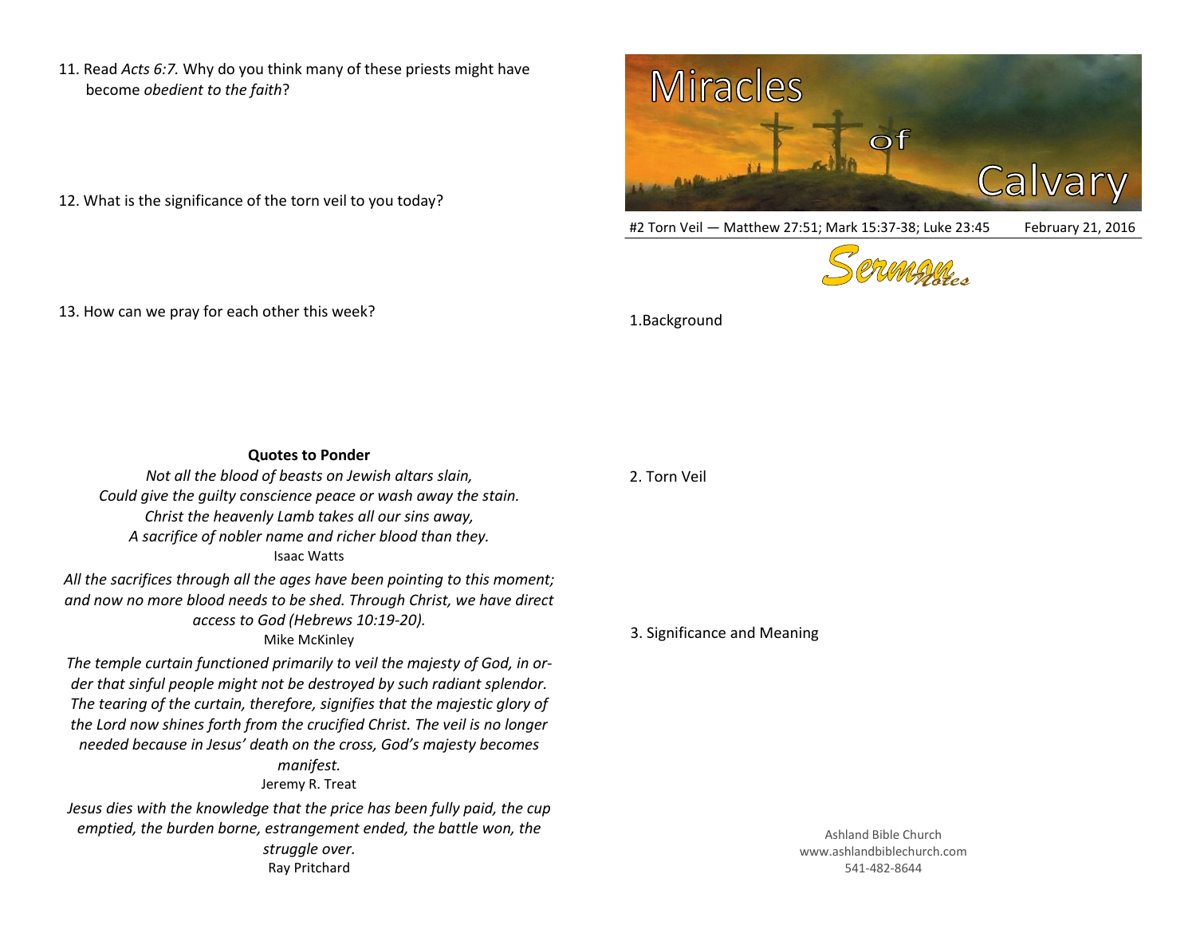11. Read *Acts 6:7.* Why do you think many of these priests might have become *obedient to the faith*?

12. What is the significance of the torn veil to you today?

13. How can we pray for each other this week?

**Quotes to Ponder**

*Not all the blood of beasts on Jewish altars slain,*
*Could give the guilty conscience peace or wash away the stain.*
*Christ the heavenly Lamb takes all our sins away,*
*A sacrifice of nobler name and richer blood than they.*
Isaac Watts

*All the sacrifices through all the ages have been pointing to this moment; and now no more blood needs to be shed. Through Christ, we have direct access to God (Hebrews 10:19-20).*
Mike McKinley

*The temple curtain functioned primarily to veil the majesty of God, in order that sinful people might not be destroyed by such radiant splendor. The tearing of the curtain, therefore, signifies that the majestic glory of the Lord now shines forth from the crucified Christ. The veil is no longer needed because in Jesus' death on the cross, God's majesty becomes manifest.*
Jeremy R. Treat

*Jesus dies with the knowledge that the price has been fully paid, the cup emptied, the burden borne, estrangement ended, the battle won, the struggle over.*
Ray Pritchard

# Miracles of Calvary

#2 Torn Veil — Matthew 27:51; Mark 15:37-38; Luke 23:45 February 21, 2016

## Sermon Notes

1. Background

2. Torn Veil

3. Significance and Meaning

Ashland Bible Church
www.ashlandbiblechurch.com
541-482-8644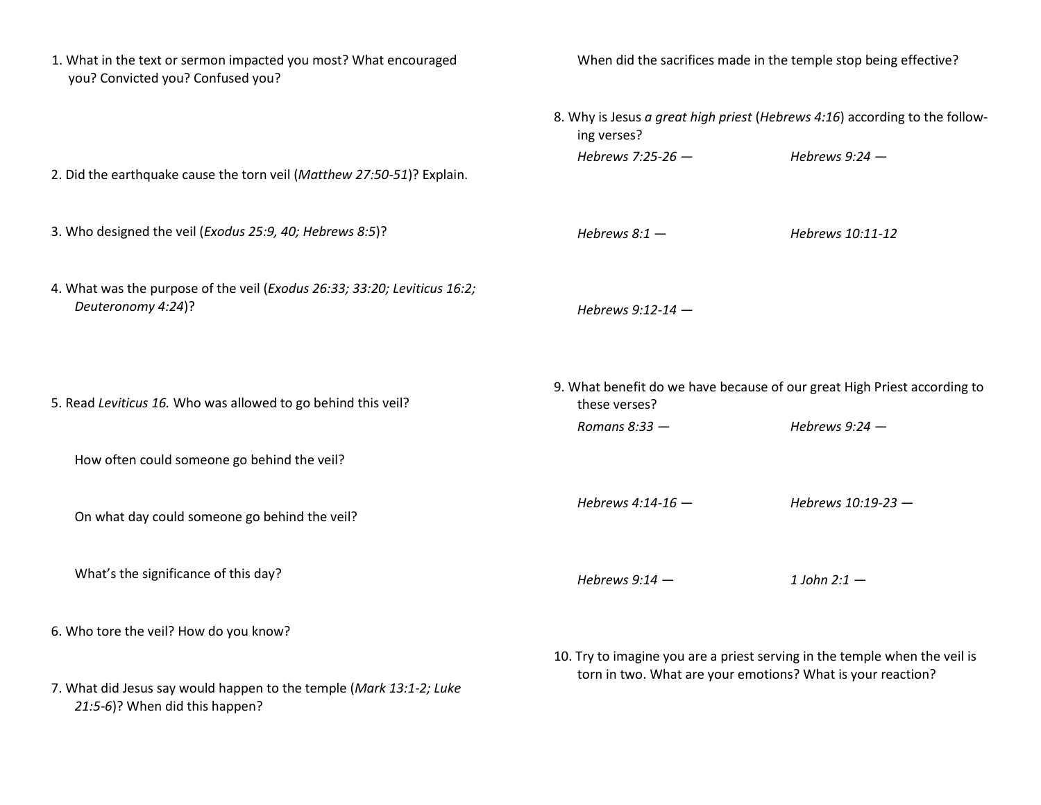1. What in the text or sermon impacted you most? What encouraged you? Convicted you? Confused you?

2. Did the earthquake cause the torn veil (*Matthew 27:50-51*)? Explain.

3. Who designed the veil (*Exodus 25:9, 40; Hebrews 8:5*)?

4. What was the purpose of the veil (*Exodus 26:33; 33:20; Leviticus 16:2; Deuteronomy 4:24*)?

5. Read *Leviticus 16.* Who was allowed to go behind this veil?

   How often could someone go behind the veil?

   On what day could someone go behind the veil?

   What's the significance of this day?

6. Who tore the veil? How do you know?

7. What did Jesus say would happen to the temple (*Mark 13:1-2; Luke 21:5-6*)? When did this happen?

   When did the sacrifices made in the temple stop being effective?

8. Why is Jesus *a great high priest* (*Hebrews 4:16*) according to the following verses?

   *Hebrews 7:25-26 —*

   *Hebrews 9:24 —*

   *Hebrews 8:1 —*

   *Hebrews 10:11-12*

   *Hebrews 9:12-14 —*

9. What benefit do we have because of our great High Priest according to these verses?

   *Romans 8:33 —*

   *Hebrews 9:24 —*

   *Hebrews 4:14-16 —*

   *Hebrews 10:19-23 —*

   *Hebrews 9:14 —*

   *1 John 2:1 —*

10. Try to imagine you are a priest serving in the temple when the veil is torn in two. What are your emotions? What is your reaction?